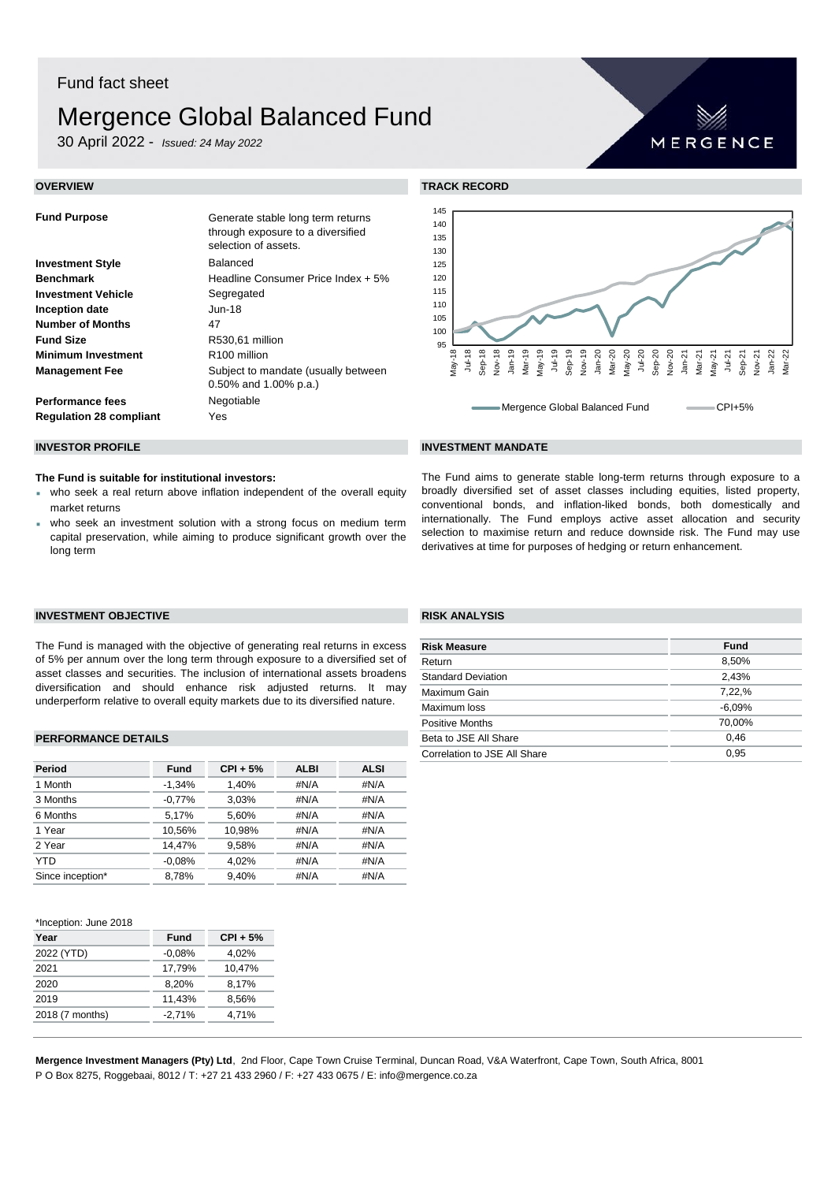Fund fact sheet

# Mergence Global Balanced Fund

30 April 2022 - *Issued: 24 May 2022*

MERGENCE

## OVERVIEW

| | |
|---|---|
| **Fund Purpose** | Generate stable long term returns through exposure to a diversified selection of assets. |
| **Investment Style** | Balanced |
| **Benchmark** | Headline Consumer Price Index + 5% |
| **Investment Vehicle** | Segregated |
| **Inception date** | Jun-18 |
| **Number of Months** | 47 |
| **Fund Size** | R530,61 million |
| **Minimum Investment** | R100 million |
| **Management Fee** | Subject to mandate (usually between 0.50% and 1.00% p.a.) |
| **Performance fees** | Negotiable |
| **Regulation 28 compliant** | Yes |

## TRACK RECORD

Mergence Global Balanced Fund — CPI+5%

## INVESTOR PROFILE

**The Fund is suitable for institutional investors:**

- who seek a real return above inflation independent of the overall equity market returns
- who seek an investment solution with a strong focus on medium term capital preservation, while aiming to produce significant growth over the long term

## INVESTMENT MANDATE

The Fund aims to generate stable long-term returns through exposure to a broadly diversified set of asset classes including equities, listed property, conventional bonds, and inflation-liked bonds, both domestically and internationally. The Fund employs active asset allocation and security selection to maximise return and reduce downside risk. The Fund may use derivatives at time for purposes of hedging or return enhancement.

## INVESTMENT OBJECTIVE

The Fund is managed with the objective of generating real returns in excess of 5% per annum over the long term through exposure to a diversified set of asset classes and securities. The inclusion of international assets broadens diversification and should enhance risk adjusted returns. It may underperform relative to overall equity markets due to its diversified nature.

## RISK ANALYSIS

| Risk Measure | Fund |
|---|---|
| Return | 8,50% |
| Standard Deviation | 2,43% |
| Maximum Gain | 7,22,% |
| Maximum loss | -6,09% |
| Positive Months | 70,00% |
| Beta to JSE All Share | 0,46 |
| Correlation to JSE All Share | 0,95 |

## PERFORMANCE DETAILS

| Period | Fund | CPI + 5% | ALBI | ALSI |
|---|---|---|---|---|
| 1 Month | -1,34% | 1,40% | #N/A | #N/A |
| 3 Months | -0,77% | 3,03% | #N/A | #N/A |
| 6 Months | 5,17% | 5,60% | #N/A | #N/A |
| 1 Year | 10,56% | 10,98% | #N/A | #N/A |
| 2 Year | 14,47% | 9,58% | #N/A | #N/A |
| YTD | -0,08% | 4,02% | #N/A | #N/A |
| Since inception* | 8,78% | 9,40% | #N/A | #N/A |

*Inception: June 2018

| Year | Fund | CPI + 5% |
|---|---|---|
| 2022 (YTD) | -0,08% | 4,02% |
| 2021 | 17,79% | 10,47% |
| 2020 | 8,20% | 8,17% |
| 2019 | 11,43% | 8,56% |
| 2018 (7 months) | -2,71% | 4,71% |

**Mergence Investment Managers (Pty) Ltd**, 2nd Floor, Cape Town Cruise Terminal, Duncan Road, V&A Waterfront, Cape Town, South Africa, 8001
P O Box 8275, Roggebaai, 8012 / T: +27 21 433 2960 / F: +27 433 0675 / E: info@mergence.co.za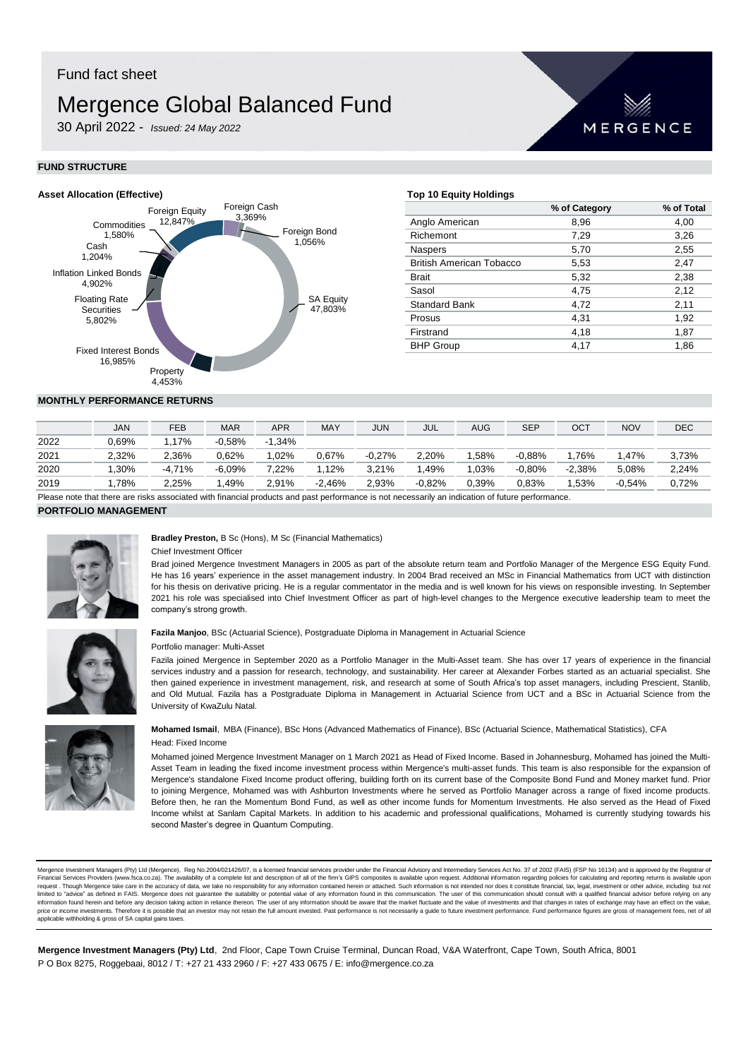Fund fact sheet

# Mergence Global Balanced Fund

30 April 2022 - *Issued: 24 May 2022*

MERGENCE

## FUND STRUCTURE

### Asset Allocation (Effective)

Foreign Cash
3,369%
Foreign Equity
12,847%
Commodities
1,580%
Cash
1,204%
Inflation Linked Bonds
4,902%
Floating Rate Securities
5,802%
Fixed Interest Bonds
16,985%
Property
4,453%
SA Equity
47,803%
Foreign Bond
1,056%

### Top 10 Equity Holdings

| | % of Category | % of Total |
|---|---|---|
| Anglo American | 8,96 | 4,00 |
| Richemont | 7,29 | 3,26 |
| Naspers | 5,70 | 2,55 |
| British American Tobacco | 5,53 | 2,47 |
| Brait | 5,32 | 2,38 |
| Sasol | 4,75 | 2,12 |
| Standard Bank | 4,72 | 2,11 |
| Prosus | 4,31 | 1,92 |
| Firstrand | 4,18 | 1,87 |
| BHP Group | 4,17 | 1,86 |

## MONTHLY PERFORMANCE RETURNS

| | JAN | FEB | MAR | APR | MAY | JUN | JUL | AUG | SEP | OCT | NOV | DEC |
|---|---|---|---|---|---|---|---|---|---|---|---|---|
| 2022 | 0,69% | 1,17% | -0,58% | -1,34% | | | | | | | | |
| 2021 | 2,32% | 2,36% | 0,62% | 1,02% | 0,67% | -0,27% | 2,20% | 1,58% | -0,88% | 1,76% | 1,47% | 3,73% |
| 2020 | 1,30% | -4,71% | -6,09% | 7,22% | 1,12% | 3,21% | 1,49% | 1,03% | -0,80% | -2,38% | 5,08% | 2,24% |
| 2019 | 1,78% | 2,25% | 1,49% | 2,91% | -2,46% | 2,93% | -0,82% | 0,39% | 0,83% | 1,53% | -0,54% | 0,72% |

Please note that there are risks associated with financial products and past performance is not necessarily an indication of future performance.

## PORTFOLIO MANAGEMENT

**Bradley Preston,** B Sc (Hons), M Sc (Financial Mathematics)

Chief Investment Officer

Brad joined Mergence Investment Managers in 2005 as part of the absolute return team and Portfolio Manager of the Mergence ESG Equity Fund. He has 16 years' experience in the asset management industry. In 2004 Brad received an MSc in Financial Mathematics from UCT with distinction for his thesis on derivative pricing. He is a regular commentator in the media and is well known for his views on responsible investing. In September 2021 his role was specialised into Chief Investment Officer as part of high-level changes to the Mergence executive leadership team to meet the company's strong growth.

**Fazila Manjoo**, BSc (Actuarial Science), Postgraduate Diploma in Management in Actuarial Science

Portfolio manager: Multi-Asset

Fazila joined Mergence in September 2020 as a Portfolio Manager in the Multi-Asset team. She has over 17 years of experience in the financial services industry and a passion for research, technology, and sustainability. Her career at Alexander Forbes started as an actuarial specialist. She then gained experience in investment management, risk, and research at some of South Africa's top asset managers, including Prescient, Stanlib, and Old Mutual. Fazila has a Postgraduate Diploma in Management in Actuarial Science from UCT and a BSc in Actuarial Science from the University of KwaZulu Natal.

**Mohamed Ismail**, MBA (Finance), BSc Hons (Advanced Mathematics of Finance), BSc (Actuarial Science, Mathematical Statistics), CFA

Head: Fixed Income

Mohamed joined Mergence Investment Manager on 1 March 2021 as Head of Fixed Income. Based in Johannesburg, Mohamed has joined the Multi-Asset Team in leading the fixed income investment process within Mergence's multi-asset funds. This team is also responsible for the expansion of Mergence's standalone Fixed Income product offering, building forth on its current base of the Composite Bond Fund and Money market fund. Prior to joining Mergence, Mohamed was with Ashburton Investments where he served as Portfolio Manager across a range of fixed income products. Before then, he ran the Momentum Bond Fund, as well as other income funds for Momentum Investments. He also served as the Head of Fixed Income whilst at Sanlam Capital Markets. In addition to his academic and professional qualifications, Mohamed is currently studying towards his second Master's degree in Quantum Computing.

Mergence Investment Managers (Pty) Ltd (Mergence), Reg No.2004/021426/07, is a licensed financial services provider under the Financial Advisory and Intermediary Services Act No. 37 of 2002 (FAIS) (FSP No 16134) and is approved by the Registrar of Financial Services Providers (www.fsca.co.za). The availability of a complete list and description of all of the firm's GIPS composites is available upon request. Additional information regarding policies for calculating and reporting returns is available upon request . Though Mergence take care in the accuracy of data, we take no responsibility for any information contained herein or attached. Such information is not intended nor does it constitute financial, tax, legal, investment or other advice, including but not limited to "advice" as defined in FAIS. Mergence does not guarantee the suitability or potential value of any information found in this communication. The user of this communication should consult with a qualified financial advisor before relying on any information found herein and before any decision taking action in reliance thereon. The user of any information should be aware that the market fluctuate and the value of investments and that changes in rates of exchange may have an effect on the value, price or income investments. Therefore it is possible that an investor may not retain the full amount invested. Past performance is not necessarily a guide to future investment performance. Fund performance figures are gross of management fees, net of all applicable withholding & gross of SA capital gains taxes.

**Mergence Investment Managers (Pty) Ltd**, 2nd Floor, Cape Town Cruise Terminal, Duncan Road, V&A Waterfront, Cape Town, South Africa, 8001
P O Box 8275, Roggebaai, 8012 / T: +27 21 433 2960 / F: +27 433 0675 / E: info@mergence.co.za